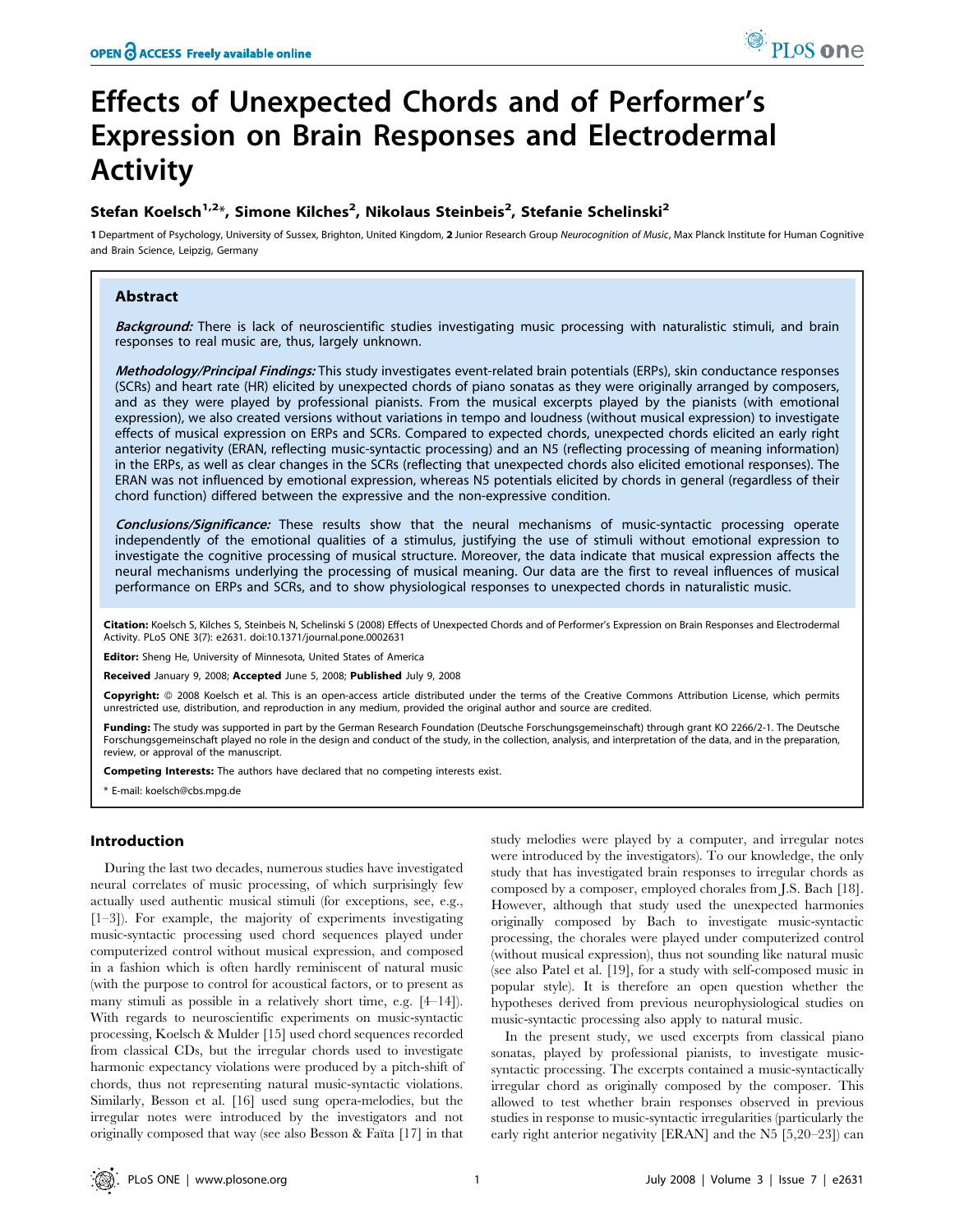# Effects of Unexpected Chords and of Performer's Expression on Brain Responses and Electrodermal Activity

**Stefan Koelsch[1,2]*, Simone Kilches[2], Nikolaus Steinbeis[2], Stefanie Schelinski[2]**

**1** Department of Psychology, University of Sussex, Brighton, United Kingdom, **2** Junior Research Group *Neurocognition of Music*, Max Planck Institute for Human Cognitive and Brain Science, Leipzig, Germany

## Abstract

***Background:*** There is lack of neuroscientific studies investigating music processing with naturalistic stimuli, and brain responses to real music are, thus, largely unknown.

***Methodology/Principal Findings:*** This study investigates event-related brain potentials (ERPs), skin conductance responses (SCRs) and heart rate (HR) elicited by unexpected chords of piano sonatas as they were originally arranged by composers, and as they were played by professional pianists. From the musical excerpts played by the pianists (with emotional expression), we also created versions without variations in tempo and loudness (without musical expression) to investigate effects of musical expression on ERPs and SCRs. Compared to expected chords, unexpected chords elicited an early right anterior negativity (ERAN, reflecting music-syntactic processing) and an N5 (reflecting processing of meaning information) in the ERPs, as well as clear changes in the SCRs (reflecting that unexpected chords also elicited emotional responses). The ERAN was not influenced by emotional expression, whereas N5 potentials elicited by chords in general (regardless of their chord function) differed between the expressive and the non-expressive condition.

***Conclusions/Significance:*** These results show that the neural mechanisms of music-syntactic processing operate independently of the emotional qualities of a stimulus, justifying the use of stimuli without emotional expression to investigate the cognitive processing of musical structure. Moreover, the data indicate that musical expression affects the neural mechanisms underlying the processing of musical meaning. Our data are the first to reveal influences of musical performance on ERPs and SCRs, and to show physiological responses to unexpected chords in naturalistic music.

**Citation:** Koelsch S, Kilches S, Steinbeis N, Schelinski S (2008) Effects of Unexpected Chords and of Performer's Expression on Brain Responses and Electrodermal Activity. PLoS ONE 3(7): e2631. doi:10.1371/journal.pone.0002631

**Editor:** Sheng He, University of Minnesota, United States of America

**Received** January 9, 2008; **Accepted** June 5, 2008; **Published** July 9, 2008

**Copyright:** © 2008 Koelsch et al. This is an open-access article distributed under the terms of the Creative Commons Attribution License, which permits unrestricted use, distribution, and reproduction in any medium, provided the original author and source are credited.

**Funding:** The study was supported in part by the German Research Foundation (Deutsche Forschungsgemeinschaft) through grant KO 2266/2-1. The Deutsche Forschungsgemeinschaft played no role in the design and conduct of the study, in the collection, analysis, and interpretation of the data, and in the preparation, review, or approval of the manuscript.

**Competing Interests:** The authors have declared that no competing interests exist.

\* E-mail: koelsch@cbs.mpg.de

## Introduction

During the last two decades, numerous studies have investigated neural correlates of music processing, of which surprisingly few actually used authentic musical stimuli (for exceptions, see, e.g., [1–3]). For example, the majority of experiments investigating music-syntactic processing used chord sequences played under computerized control without musical expression, and composed in a fashion which is often hardly reminiscent of natural music (with the purpose to control for acoustical factors, or to present as many stimuli as possible in a relatively short time, e.g. [4–14]). With regards to neuroscientific experiments on music-syntactic processing, Koelsch & Mulder [15] used chord sequences recorded from classical CDs, but the irregular chords used to investigate harmonic expectancy violations were produced by a pitch-shift of chords, thus not representing natural music-syntactic violations. Similarly, Besson et al. [16] used sung opera-melodies, but the irregular notes were introduced by the investigators and not originally composed that way (see also Besson & Faïta [17] in that study melodies were played by a computer, and irregular notes were introduced by the investigators). To our knowledge, the only study that has investigated brain responses to irregular chords as composed by a composer, employed chorales from J.S. Bach [18]. However, although that study used the unexpected harmonies originally composed by Bach to investigate music-syntactic processing, the chorales were played under computerized control (without musical expression), thus not sounding like natural music (see also Patel et al. [19], for a study with self-composed music in popular style). It is therefore an open question whether the hypotheses derived from previous neurophysiological studies on music-syntactic processing also apply to natural music.

In the present study, we used excerpts from classical piano sonatas, played by professional pianists, to investigate music-syntactic processing. The excerpts contained a music-syntactically irregular chord as originally composed by the composer. This allowed to test whether brain responses observed in previous studies in response to music-syntactic irregularities (particularly the early right anterior negativity [ERAN] and the N5 [5,20–23]) can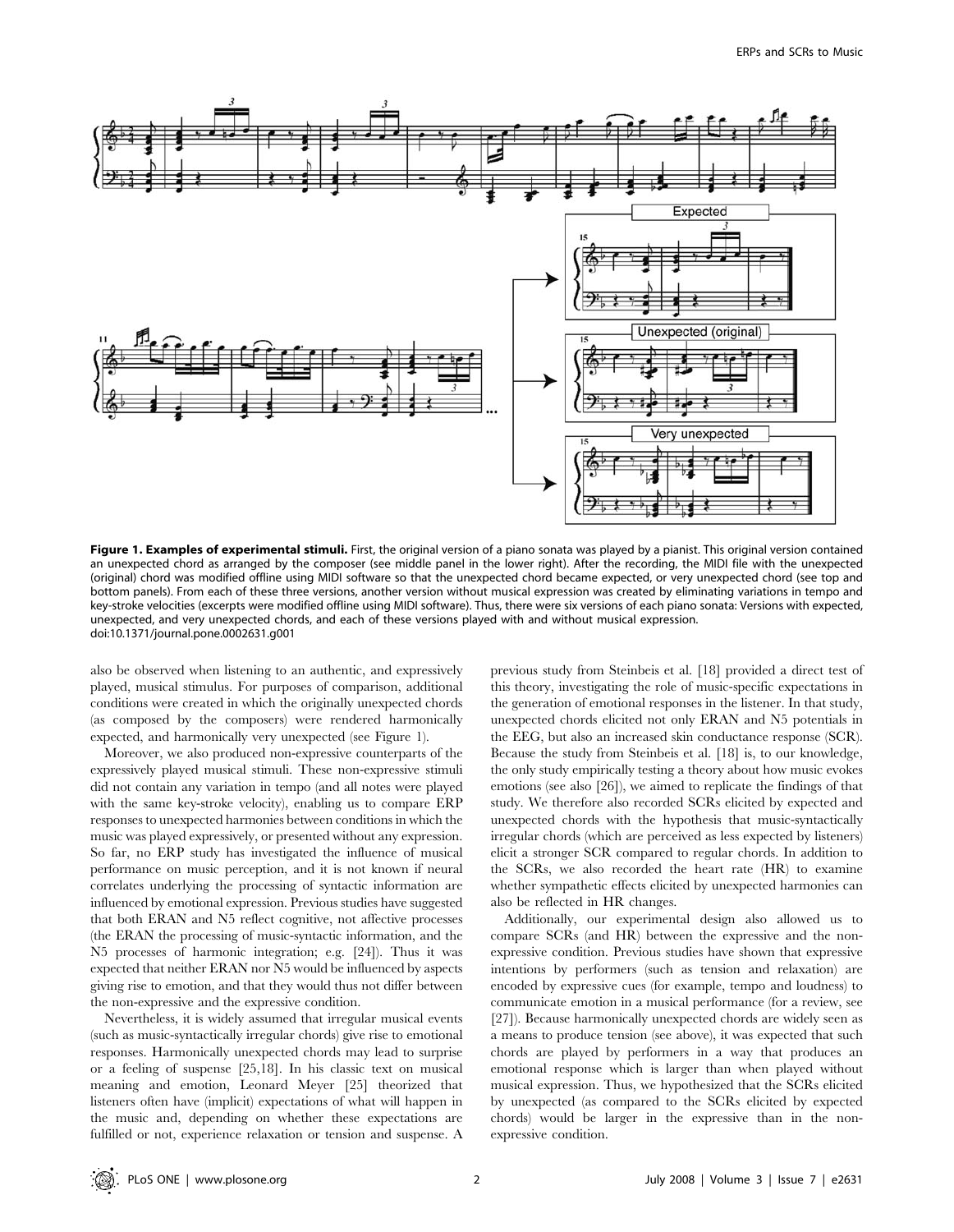**Figure 1. Examples of experimental stimuli.** First, the original version of a piano sonata was played by a pianist. This original version contained an unexpected chord as arranged by the composer (see middle panel in the lower right). After the recording, the MIDI file with the unexpected (original) chord was modified offline using MIDI software so that the unexpected chord became expected, or very unexpected chord (see top and bottom panels). From each of these three versions, another version without musical expression was created by eliminating variations in tempo and key-stroke velocities (excerpts were modified offline using MIDI software). Thus, there were six versions of each piano sonata: Versions with expected, unexpected, and very unexpected chords, and each of these versions played with and without musical expression.
doi:10.1371/journal.pone.0002631.g001

also be observed when listening to an authentic, and expressively played, musical stimulus. For purposes of comparison, additional conditions were created in which the originally unexpected chords (as composed by the composers) were rendered harmonically expected, and harmonically very unexpected (see Figure 1).

Moreover, we also produced non-expressive counterparts of the expressively played musical stimuli. These non-expressive stimuli did not contain any variation in tempo (and all notes were played with the same key-stroke velocity), enabling us to compare ERP responses to unexpected harmonies between conditions in which the music was played expressively, or presented without any expression. So far, no ERP study has investigated the influence of musical performance on music perception, and it is not known if neural correlates underlying the processing of syntactic information are influenced by emotional expression. Previous studies have suggested that both ERAN and N5 reflect cognitive, not affective processes (the ERAN the processing of music-syntactic information, and the N5 processes of harmonic integration; e.g. [24]). Thus it was expected that neither ERAN nor N5 would be influenced by aspects giving rise to emotion, and that they would thus not differ between the non-expressive and the expressive condition.

Nevertheless, it is widely assumed that irregular musical events (such as music-syntactically irregular chords) give rise to emotional responses. Harmonically unexpected chords may lead to surprise or a feeling of suspense [25,18]. In his classic text on musical meaning and emotion, Leonard Meyer [25] theorized that listeners often have (implicit) expectations of what will happen in the music and, depending on whether these expectations are fulfilled or not, experience relaxation or tension and suspense. A previous study from Steinbeis et al. [18] provided a direct test of this theory, investigating the role of music-specific expectations in the generation of emotional responses in the listener. In that study, unexpected chords elicited not only ERAN and N5 potentials in the EEG, but also an increased skin conductance response (SCR). Because the study from Steinbeis et al. [18] is, to our knowledge, the only study empirically testing a theory about how music evokes emotions (see also [26]), we aimed to replicate the findings of that study. We therefore also recorded SCRs elicited by expected and unexpected chords with the hypothesis that music-syntactically irregular chords (which are perceived as less expected by listeners) elicit a stronger SCR compared to regular chords. In addition to the SCRs, we also recorded the heart rate (HR) to examine whether sympathetic effects elicited by unexpected harmonies can also be reflected in HR changes.

Additionally, our experimental design also allowed us to compare SCRs (and HR) between the expressive and the non-expressive condition. Previous studies have shown that expressive intentions by performers (such as tension and relaxation) are encoded by expressive cues (for example, tempo and loudness) to communicate emotion in a musical performance (for a review, see [27]). Because harmonically unexpected chords are widely seen as a means to produce tension (see above), it was expected that such chords are played by performers in a way that produces an emotional response which is larger than when played without musical expression. Thus, we hypothesized that the SCRs elicited by unexpected (as compared to the SCRs elicited by expected chords) would be larger in the expressive than in the non-expressive condition.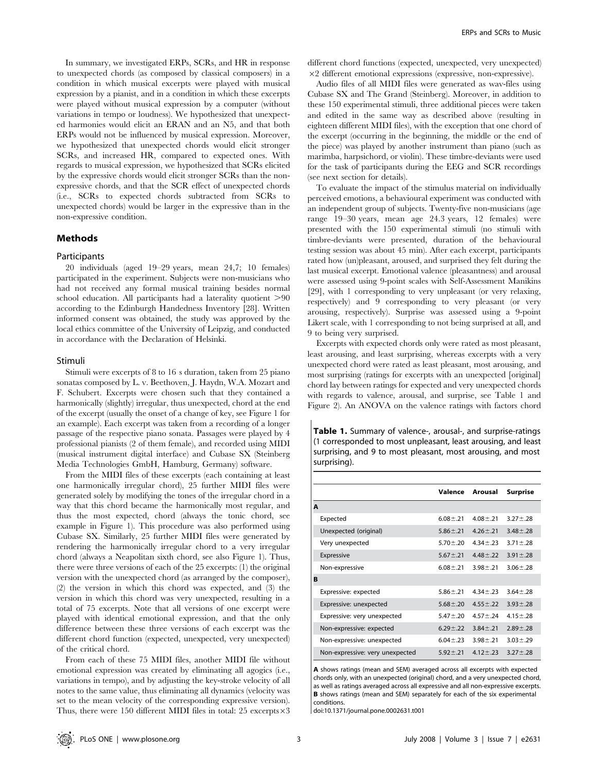In summary, we investigated ERPs, SCRs, and HR in response to unexpected chords (as composed by classical composers) in a condition in which musical excerpts were played with musical expression by a pianist, and in a condition in which these excerpts were played without musical expression by a computer (without variations in tempo or loudness). We hypothesized that unexpected harmonies would elicit an ERAN and an N5, and that both ERPs would not be influenced by musical expression. Moreover, we hypothesized that unexpected chords would elicit stronger SCRs, and increased HR, compared to expected ones. With regards to musical expression, we hypothesized that SCRs elicited by the expressive chords would elicit stronger SCRs than the non-expressive chords, and that the SCR effect of unexpected chords (i.e., SCRs to expected chords subtracted from SCRs to unexpected chords) would be larger in the expressive than in the non-expressive condition.

## Methods

### Participants

20 individuals (aged 19–29 years, mean 24,7; 10 females) participated in the experiment. Subjects were non-musicians who had not received any formal musical training besides normal school education. All participants had a laterality quotient >90 according to the Edinburgh Handedness Inventory [28]. Written informed consent was obtained, the study was approved by the local ethics committee of the University of Leipzig, and conducted in accordance with the Declaration of Helsinki.

### Stimuli

Stimuli were excerpts of 8 to 16 s duration, taken from 25 piano sonatas composed by L. v. Beethoven, J. Haydn, W.A. Mozart and F. Schubert. Excerpts were chosen such that they contained a harmonically (slightly) irregular, thus unexpected, chord at the end of the excerpt (usually the onset of a change of key, see Figure 1 for an example). Each excerpt was taken from a recording of a longer passage of the respective piano sonata. Passages were played by 4 professional pianists (2 of them female), and recorded using MIDI (musical instrument digital interface) and Cubase SX (Steinberg Media Technologies GmbH, Hamburg, Germany) software.

From the MIDI files of these excerpts (each containing at least one harmonically irregular chord), 25 further MIDI files were generated solely by modifying the tones of the irregular chord in a way that this chord became the harmonically most regular, and thus the most expected, chord (always the tonic chord, see example in Figure 1). This procedure was also performed using Cubase SX. Similarly, 25 further MIDI files were generated by rendering the harmonically irregular chord to a very irregular chord (always a Neapolitan sixth chord, see also Figure 1). Thus, there were three versions of each of the 25 excerpts: (1) the original version with the unexpected chord (as arranged by the composer), (2) the version in which this chord was expected, and (3) the version in which this chord was very unexpected, resulting in a total of 75 excerpts. Note that all versions of one excerpt were played with identical emotional expression, and that the only difference between these three versions of each excerpt was the different chord function (expected, unexpected, very unexpected) of the critical chord.

From each of these 75 MIDI files, another MIDI file without emotional expression was created by eliminating all agogics (i.e., variations in tempo), and by adjusting the key-stroke velocity of all notes to the same value, thus eliminating all dynamics (velocity was set to the mean velocity of the corresponding expressive version). Thus, there were 150 different MIDI files in total: 25 excerpts×3 different chord functions (expected, unexpected, very unexpected) ×2 different emotional expressions (expressive, non-expressive).

Audio files of all MIDI files were generated as wav-files using Cubase SX and The Grand (Steinberg). Moreover, in addition to these 150 experimental stimuli, three additional pieces were taken and edited in the same way as described above (resulting in eighteen different MIDI files), with the exception that one chord of the excerpt (occurring in the beginning, the middle or the end of the piece) was played by another instrument than piano (such as marimba, harpsichord, or violin). These timbre-deviants were used for the task of participants during the EEG and SCR recordings (see next section for details).

To evaluate the impact of the stimulus material on individually perceived emotions, a behavioural experiment was conducted with an independent group of subjects. Twenty-five non-musicians (age range 19–30 years, mean age 24.3 years, 12 females) were presented with the 150 experimental stimuli (no stimuli with timbre-deviants were presented, duration of the behavioural testing session was about 45 min). After each excerpt, participants rated how (un)pleasant, aroused, and surprised they felt during the last musical excerpt. Emotional valence (pleasantness) and arousal were assessed using 9-point scales with Self-Assessment Manikins [29], with 1 corresponding to very unpleasant (or very relaxing, respectively) and 9 corresponding to very pleasant (or very arousing, respectively). Surprise was assessed using a 9-point Likert scale, with 1 corresponding to not being surprised at all, and 9 to being very surprised.

Excerpts with expected chords only were rated as most pleasant, least arousing, and least surprising, whereas excerpts with a very unexpected chord were rated as least pleasant, most arousing, and most surprising (ratings for excerpts with an unexpected [original] chord lay between ratings for expected and very unexpected chords with regards to valence, arousal, and surprise, see Table 1 and Figure 2). An ANOVA on the valence ratings with factors chord

**Table 1.** Summary of valence-, arousal-, and surprise-ratings (1 corresponded to most unpleasant, least arousing, and least surprising, and 9 to most pleasant, most arousing, and most surprising).

| | Valence | Arousal | Surprise |
|---|---|---|---|
| **A** | | | |
| Expected | 6.08±.21 | 4.08±.21 | 3.27±.28 |
| Unexpected (original) | 5.86±.21 | 4.26±.21 | 3.48±.28 |
| Very unexpected | 5.70±.20 | 4.34±.23 | 3.71±.28 |
| Expressive | 5.67±.21 | 4.48±.22 | 3.91±.28 |
| Non-expressive | 6.08±.21 | 3.98±.21 | 3.06±.28 |
| **B** | | | |
| Expressive: expected | 5.86±.21 | 4.34±.23 | 3.64±.28 |
| Expressive: unexpected | 5.68±.20 | 4.55±.22 | 3.93±.28 |
| Expressive: very unexpected | 5.47±.20 | 4.57±.24 | 4.15±.28 |
| Non-expressive: expected | 6.29±.22 | 3.84±.21 | 2.89±.28 |
| Non-expressive: unexpected | 6.04±.23 | 3.98±.21 | 3.03±.29 |
| Non-expressive: very unexpected | 5.92±.21 | 4.12±.23 | 3.27±.28 |

**A** shows ratings (mean and SEM) averaged across all excerpts with expected chords only, with an unexpected (original) chord, and a very unexpected chord, as well as ratings averaged across all expressive and all non-expressive excerpts. **B** shows ratings (mean and SEM) separately for each of the six experimental conditions.

doi:10.1371/journal.pone.0002631.t001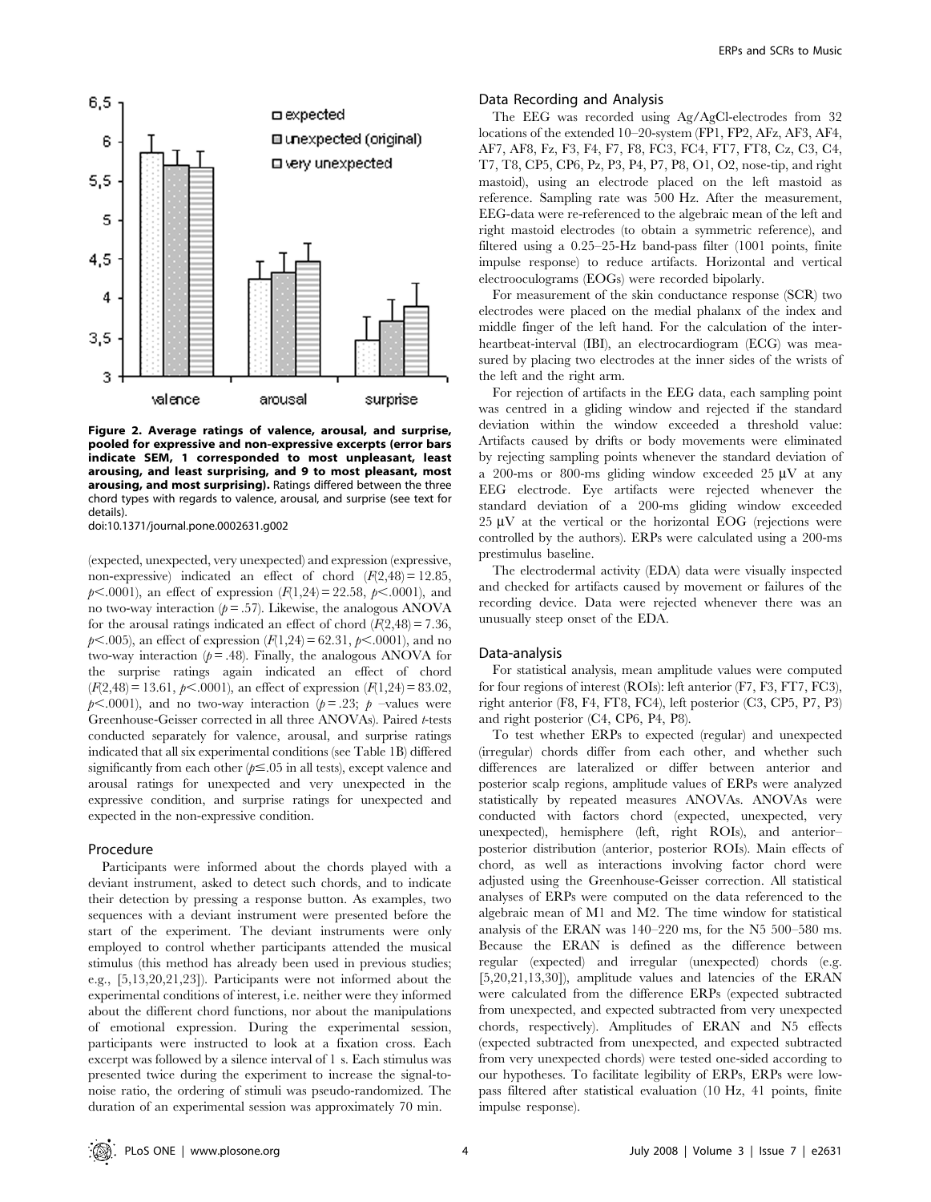**Figure 2. Average ratings of valence, arousal, and surprise, pooled for expressive and non-expressive excerpts (error bars indicate SEM, 1 corresponded to most unpleasant, least arousing, and least surprising, and 9 to most pleasant, most arousing, and most surprising).** Ratings differed between the three chord types with regards to valence, arousal, and surprise (see text for details).

doi:10.1371/journal.pone.0002631.g002

(expected, unexpected, very unexpected) and expression (expressive, non-expressive) indicated an effect of chord ($F(2,48) = 12.85$, $p < .0001$), an effect of expression ($F(1,24) = 22.58$, $p < .0001$), and no two-way interaction ($p = .57$). Likewise, the analogous ANOVA for the arousal ratings indicated an effect of chord ($F(2,48) = 7.36$, $p < .005$), an effect of expression ($F(1,24) = 62.31$, $p < .0001$), and no two-way interaction ($p = .48$). Finally, the analogous ANOVA for the surprise ratings again indicated an effect of chord ($F(2,48) = 13.61$, $p < .0001$), an effect of expression ($F(1,24) = 83.02$, $p < .0001$), and no two-way interaction ($p = .23$; $p$ –values were Greenhouse-Geisser corrected in all three ANOVAs). Paired $t$-tests conducted separately for valence, arousal, and surprise ratings indicated that all six experimental conditions (see Table 1B) differed significantly from each other ($p \leq .05$ in all tests), except valence and arousal ratings for unexpected and very unexpected in the expressive condition, and surprise ratings for unexpected and expected in the non-expressive condition.

## Procedure

Participants were informed about the chords played with a deviant instrument, asked to detect such chords, and to indicate their detection by pressing a response button. As examples, two sequences with a deviant instrument were presented before the start of the experiment. The deviant instruments were only employed to control whether participants attended the musical stimulus (this method has already been used in previous studies; e.g., [5,13,20,21,23]). Participants were not informed about the experimental conditions of interest, i.e. neither were they informed about the different chord functions, nor about the manipulations of emotional expression. During the experimental session, participants were instructed to look at a fixation cross. Each excerpt was followed by a silence interval of 1 s. Each stimulus was presented twice during the experiment to increase the signal-to-noise ratio, the ordering of stimuli was pseudo-randomized. The duration of an experimental session was approximately 70 min.

## Data Recording and Analysis

The EEG was recorded using Ag/AgCl-electrodes from 32 locations of the extended 10–20-system (FP1, FP2, AFz, AF3, AF4, AF7, AF8, Fz, F3, F4, F7, F8, FC3, FC4, FT7, FT8, Cz, C3, C4, T7, T8, CP5, CP6, Pz, P3, P4, P7, P8, O1, O2, nose-tip, and right mastoid), using an electrode placed on the left mastoid as reference. Sampling rate was 500 Hz. After the measurement, EEG-data were re-referenced to the algebraic mean of the left and right mastoid electrodes (to obtain a symmetric reference), and filtered using a 0.25–25-Hz band-pass filter (1001 points, finite impulse response) to reduce artifacts. Horizontal and vertical electrooculograms (EOGs) were recorded bipolarly.

For measurement of the skin conductance response (SCR) two electrodes were placed on the medial phalanx of the index and middle finger of the left hand. For the calculation of the inter-heartbeat-interval (IBI), an electrocardiogram (ECG) was measured by placing two electrodes at the inner sides of the wrists of the left and the right arm.

For rejection of artifacts in the EEG data, each sampling point was centred in a gliding window and rejected if the standard deviation within the window exceeded a threshold value: Artifacts caused by drifts or body movements were eliminated by rejecting sampling points whenever the standard deviation of a 200-ms or 800-ms gliding window exceeded 25 µV at any EEG electrode. Eye artifacts were rejected whenever the standard deviation of a 200-ms gliding window exceeded 25 µV at the vertical or the horizontal EOG (rejections were controlled by the authors). ERPs were calculated using a 200-ms prestimulus baseline.

The electrodermal activity (EDA) data were visually inspected and checked for artifacts caused by movement or failures of the recording device. Data were rejected whenever there was an unusually steep onset of the EDA.

## Data-analysis

For statistical analysis, mean amplitude values were computed for four regions of interest (ROIs): left anterior (F7, F3, FT7, FC3), right anterior (F8, F4, FT8, FC4), left posterior (C3, CP5, P7, P3) and right posterior (C4, CP6, P4, P8).

To test whether ERPs to expected (regular) and unexpected (irregular) chords differ from each other, and whether such differences are lateralized or differ between anterior and posterior scalp regions, amplitude values of ERPs were analyzed statistically by repeated measures ANOVAs. ANOVAs were conducted with factors chord (expected, unexpected, very unexpected), hemisphere (left, right ROIs), and anterior–posterior distribution (anterior, posterior ROIs). Main effects of chord, as well as interactions involving factor chord were adjusted using the Greenhouse-Geisser correction. All statistical analyses of ERPs were computed on the data referenced to the algebraic mean of M1 and M2. The time window for statistical analysis of the ERAN was 140–220 ms, for the N5 500–580 ms. Because the ERAN is defined as the difference between regular (expected) and irregular (unexpected) chords (e.g. [5,20,21,13,30]), amplitude values and latencies of the ERAN were calculated from the difference ERPs (expected subtracted from unexpected, and expected subtracted from very unexpected chords, respectively). Amplitudes of ERAN and N5 effects (expected subtracted from unexpected, and expected subtracted from very unexpected chords) were tested one-sided according to our hypotheses. To facilitate legibility of ERPs, ERPs were low-pass filtered after statistical evaluation (10 Hz, 41 points, finite impulse response).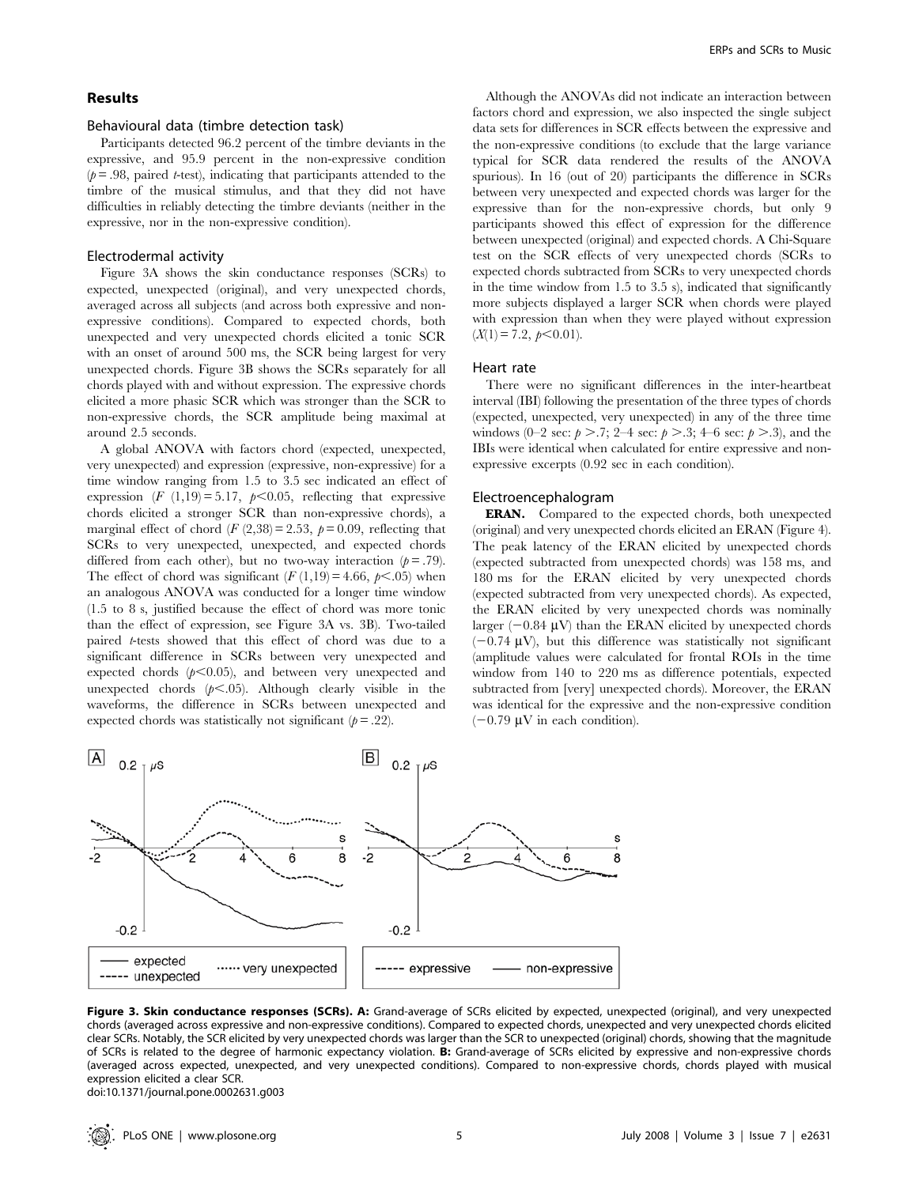## Results

### Behavioural data (timbre detection task)

Participants detected 96.2 percent of the timbre deviants in the expressive, and 95.9 percent in the non-expressive condition ($p = .98$, paired $t$-test), indicating that participants attended to the timbre of the musical stimulus, and that they did not have difficulties in reliably detecting the timbre deviants (neither in the expressive, nor in the non-expressive condition).

### Electrodermal activity

Figure 3A shows the skin conductance responses (SCRs) to expected, unexpected (original), and very unexpected chords, averaged across all subjects (and across both expressive and non-expressive conditions). Compared to expected chords, both unexpected and very unexpected chords elicited a tonic SCR with an onset of around 500 ms, the SCR being largest for very unexpected chords. Figure 3B shows the SCRs separately for all chords played with and without expression. The expressive chords elicited a more phasic SCR which was stronger than the SCR to non-expressive chords, the SCR amplitude being maximal at around 2.5 seconds.

A global ANOVA with factors chord (expected, unexpected, very unexpected) and expression (expressive, non-expressive) for a time window ranging from 1.5 to 3.5 sec indicated an effect of expression ($F$ (1,19) = 5.17, $p<0.05$, reflecting that expressive chords elicited a stronger SCR than non-expressive chords), a marginal effect of chord ($F$ (2,38) = 2.53, $p = 0.09$, reflecting that SCRs to very unexpected, unexpected, and expected chords differed from each other), but no two-way interaction ($p = .79$). The effect of chord was significant ($F$ (1,19) = 4.66, $p<.05$) when an analogous ANOVA was conducted for a longer time window (1.5 to 8 s, justified because the effect of chord was more tonic than the effect of expression, see Figure 3A vs. 3B). Two-tailed paired $t$-tests showed that this effect of chord was due to a significant difference in SCRs between very unexpected and expected chords ($p<0.05$), and between very unexpected and unexpected chords ($p<.05$). Although clearly visible in the waveforms, the difference in SCRs between unexpected and expected chords was statistically not significant ($p = .22$).

Although the ANOVAs did not indicate an interaction between factors chord and expression, we also inspected the single subject data sets for differences in SCR effects between the expressive and the non-expressive conditions (to exclude that the large variance typical for SCR data rendered the results of the ANOVA spurious). In 16 (out of 20) participants the difference in SCRs between very unexpected and expected chords was larger for the expressive than for the non-expressive chords, but only 9 participants showed this effect of expression for the difference between unexpected (original) and expected chords. A Chi-Square test on the SCR effects of very unexpected chords (SCRs to expected chords subtracted from SCRs to very unexpected chords in the time window from 1.5 to 3.5 s), indicated that significantly more subjects displayed a larger SCR when chords were played with expression than when they were played without expression ($X(1) = 7.2$, $p<0.01$).

### Heart rate

There were no significant differences in the inter-heartbeat interval (IBI) following the presentation of the three types of chords (expected, unexpected, very unexpected) in any of the three time windows (0–2 sec: $p>.7$; 2–4 sec: $p>.3$; 4–6 sec: $p>.3$), and the IBIs were identical when calculated for entire expressive and non-expressive excerpts (0.92 sec in each condition).

### Electroencephalogram

**ERAN.** Compared to the expected chords, both unexpected (original) and very unexpected chords elicited an ERAN (Figure 4). The peak latency of the ERAN elicited by unexpected chords (expected subtracted from unexpected chords) was 158 ms, and 180 ms for the ERAN elicited by very unexpected chords (expected subtracted from very unexpected chords). As expected, the ERAN elicited by very unexpected chords was nominally larger ($-0.84$ μV) than the ERAN elicited by unexpected chords ($-0.74$ μV), but this difference was statistically not significant (amplitude values were calculated for frontal ROIs in the time window from 140 to 220 ms as difference potentials, expected subtracted from [very] unexpected chords). Moreover, the ERAN was identical for the expressive and the non-expressive condition ($-0.79$ μV in each condition).

**Figure 3. Skin conductance responses (SCRs). A:** Grand-average of SCRs elicited by expected, unexpected (original), and very unexpected chords (averaged across expressive and non-expressive conditions). Compared to expected chords, unexpected and very unexpected chords elicited clear SCRs. Notably, the SCR elicited by very unexpected chords was larger than the SCR to unexpected (original) chords, showing that the magnitude of SCRs is related to the degree of harmonic expectancy violation. **B:** Grand-average of SCRs elicited by expressive and non-expressive chords (averaged across expected, unexpected, and very unexpected conditions). Compared to non-expressive chords, chords played with musical expression elicited a clear SCR.
doi:10.1371/journal.pone.0002631.g003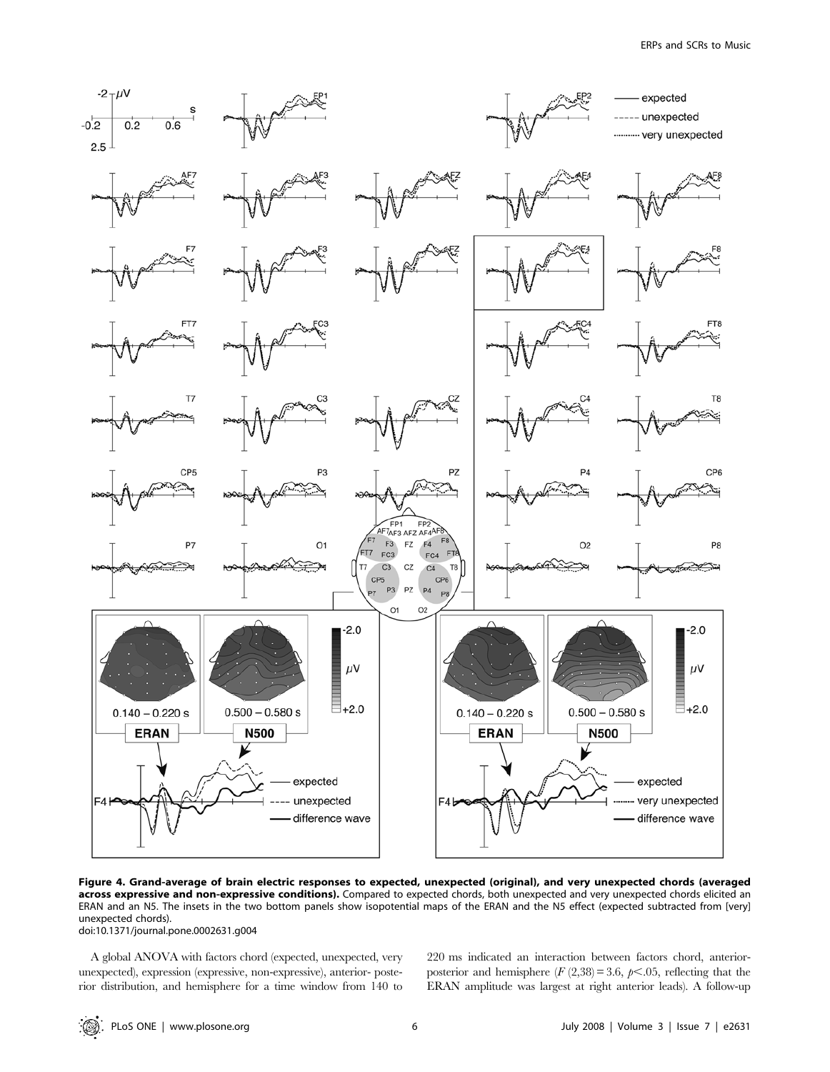**Figure 4. Grand-average of brain electric responses to expected, unexpected (original), and very unexpected chords (averaged across expressive and non-expressive conditions).** Compared to expected chords, both unexpected and very unexpected chords elicited an ERAN and an N5. The insets in the two bottom panels show isopotential maps of the ERAN and the N5 effect (expected subtracted from [very] unexpected chords).

doi:10.1371/journal.pone.0002631.g004

A global ANOVA with factors chord (expected, unexpected, very unexpected), expression (expressive, non-expressive), anterior-posterior distribution, and hemisphere for a time window from 140 to 220 ms indicated an interaction between factors chord, anterior-posterior and hemisphere ($F\,(2{,}38) = 3.6$, $p < .05$, reflecting that the ERAN amplitude was largest at right anterior leads). A follow-up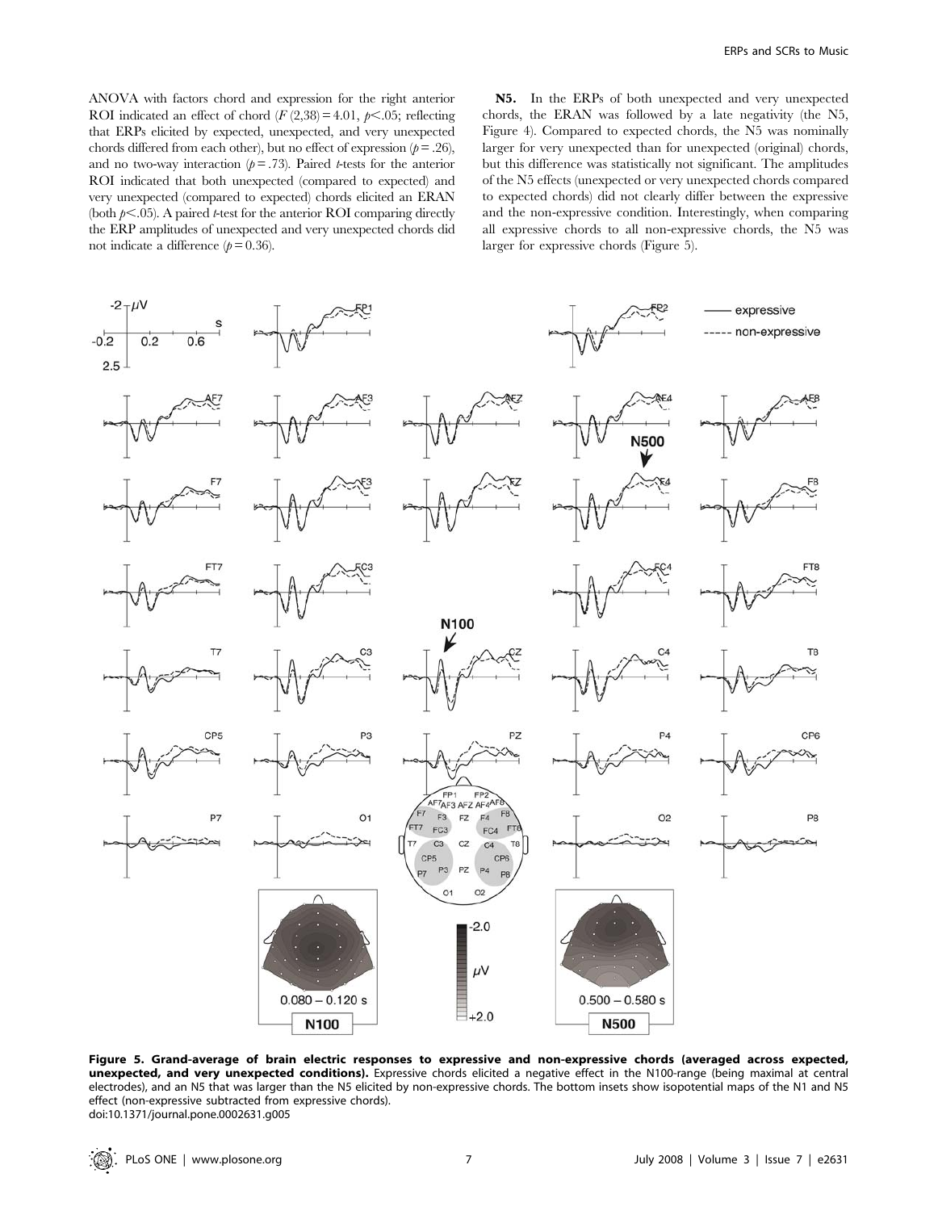ANOVA with factors chord and expression for the right anterior ROI indicated an effect of chord ($F(2,38) = 4.01$, $p < .05$; reflecting that ERPs elicited by expected, unexpected, and very unexpected chords differed from each other), but no effect of expression ($p = .26$), and no two-way interaction ($p = .73$). Paired $t$-tests for the anterior ROI indicated that both unexpected (compared to expected) and very unexpected (compared to expected) chords elicited an ERAN (both $p < .05$). A paired $t$-test for the anterior ROI comparing directly the ERP amplitudes of unexpected and very unexpected chords did not indicate a difference ($p = 0.36$).

**N5.** In the ERPs of both unexpected and very unexpected chords, the ERAN was followed by a late negativity (the N5, Figure 4). Compared to expected chords, the N5 was nominally larger for very unexpected than for unexpected (original) chords, but this difference was statistically not significant. The amplitudes of the N5 effects (unexpected or very unexpected chords compared to expected chords) did not clearly differ between the expressive and the non-expressive condition. Interestingly, when comparing all expressive chords to all non-expressive chords, the N5 was larger for expressive chords (Figure 5).

**Figure 5. Grand-average of brain electric responses to expressive and non-expressive chords (averaged across expected, unexpected, and very unexpected conditions).** Expressive chords elicited a negative effect in the N100-range (being maximal at central electrodes), and an N5 that was larger than the N5 elicited by non-expressive chords. The bottom insets show isopotential maps of the N1 and N5 effect (non-expressive subtracted from expressive chords).
doi:10.1371/journal.pone.0002631.g005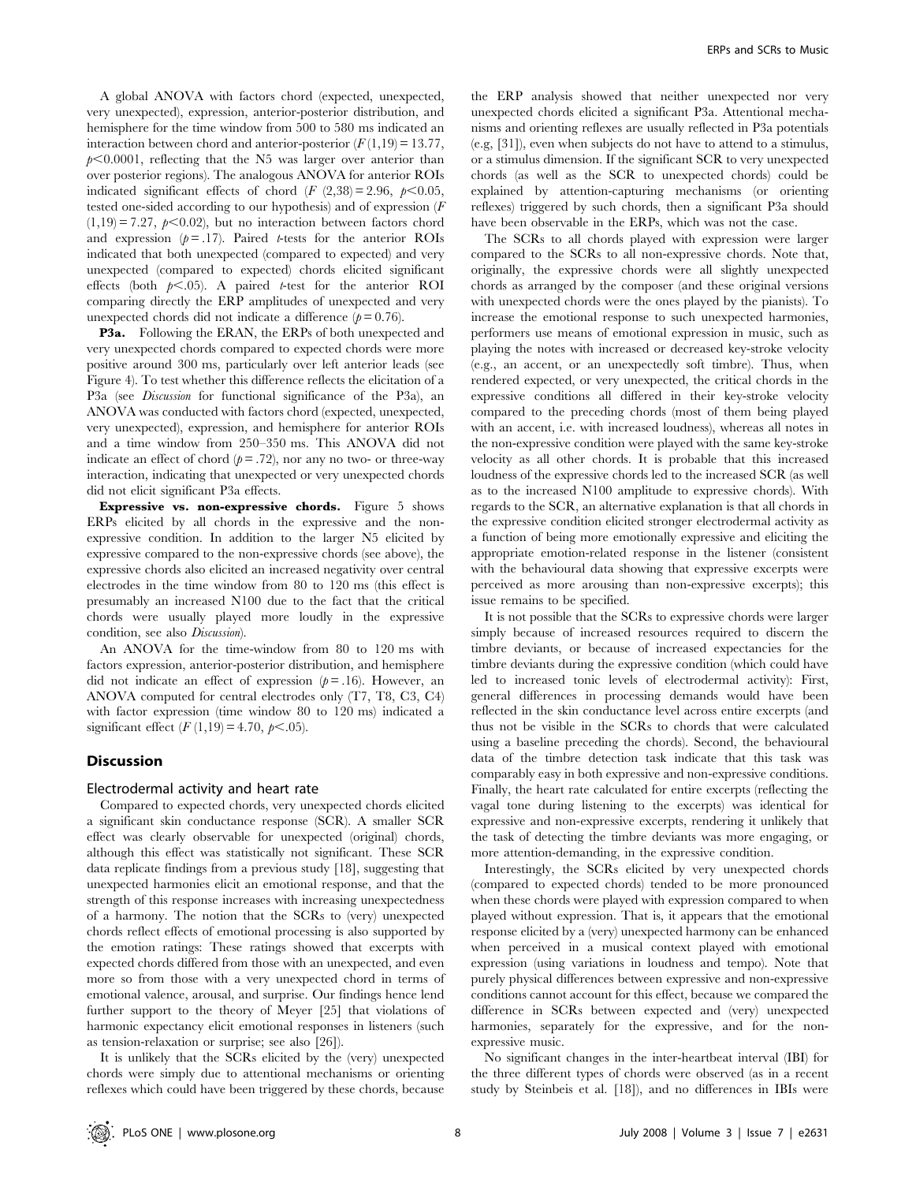A global ANOVA with factors chord (expected, unexpected, very unexpected), expression, anterior-posterior distribution, and hemisphere for the time window from 500 to 580 ms indicated an interaction between chord and anterior-posterior ($F(1,19) = 13.77$, $p<0.0001$, reflecting that the N5 was larger over anterior than over posterior regions). The analogous ANOVA for anterior ROIs indicated significant effects of chord ($F(2,38) = 2.96$, $p<0.05$, tested one-sided according to our hypothesis) and of expression ($F(1,19) = 7.27$, $p<0.02$), but no interaction between factors chord and expression ($p = .17$). Paired $t$-tests for the anterior ROIs indicated that both unexpected (compared to expected) and very unexpected (compared to expected) chords elicited significant effects (both $p<.05$). A paired $t$-test for the anterior ROI comparing directly the ERP amplitudes of unexpected and very unexpected chords did not indicate a difference ($p = 0.76$).

**P3a.** Following the ERAN, the ERPs of both unexpected and very unexpected chords compared to expected chords were more positive around 300 ms, particularly over left anterior leads (see Figure 4). To test whether this difference reflects the elicitation of a P3a (see *Discussion* for functional significance of the P3a), an ANOVA was conducted with factors chord (expected, unexpected, very unexpected), expression, and hemisphere for anterior ROIs and a time window from 250–350 ms. This ANOVA did not indicate an effect of chord ($p = .72$), nor any no two- or three-way interaction, indicating that unexpected or very unexpected chords did not elicit significant P3a effects.

**Expressive vs. non-expressive chords.** Figure 5 shows ERPs elicited by all chords in the expressive and the non-expressive condition. In addition to the larger N5 elicited by expressive compared to the non-expressive chords (see above), the expressive chords also elicited an increased negativity over central electrodes in the time window from 80 to 120 ms (this effect is presumably an increased N100 due to the fact that the critical chords were usually played more loudly in the expressive condition, see also *Discussion*).

An ANOVA for the time-window from 80 to 120 ms with factors expression, anterior-posterior distribution, and hemisphere did not indicate an effect of expression ($p = .16$). However, an ANOVA computed for central electrodes only (T7, T8, C3, C4) with factor expression (time window 80 to 120 ms) indicated a significant effect ($F(1,19) = 4.70$, $p<.05$).

## Discussion

### Electrodermal activity and heart rate

Compared to expected chords, very unexpected chords elicited a significant skin conductance response (SCR). A smaller SCR effect was clearly observable for unexpected (original) chords, although this effect was statistically not significant. These SCR data replicate findings from a previous study [18], suggesting that unexpected harmonies elicit an emotional response, and that the strength of this response increases with increasing unexpectedness of a harmony. The notion that the SCRs to (very) unexpected chords reflect effects of emotional processing is also supported by the emotion ratings: These ratings showed that excerpts with expected chords differed from those with an unexpected, and even more so from those with a very unexpected chord in terms of emotional valence, arousal, and surprise. Our findings hence lend further support to the theory of Meyer [25] that violations of harmonic expectancy elicit emotional responses in listeners (such as tension-relaxation or surprise; see also [26]).

It is unlikely that the SCRs elicited by the (very) unexpected chords were simply due to attentional mechanisms or orienting reflexes which could have been triggered by these chords, because the ERP analysis showed that neither unexpected nor very unexpected chords elicited a significant P3a. Attentional mechanisms and orienting reflexes are usually reflected in P3a potentials (e.g, [31]), even when subjects do not have to attend to a stimulus, or a stimulus dimension. If the significant SCR to very unexpected chords (as well as the SCR to unexpected chords) could be explained by attention-capturing mechanisms (or orienting reflexes) triggered by such chords, then a significant P3a should have been observable in the ERPs, which was not the case.

The SCRs to all chords played with expression were larger compared to the SCRs to all non-expressive chords. Note that, originally, the expressive chords were all slightly unexpected chords as arranged by the composer (and these original versions with unexpected chords were the ones played by the pianists). To increase the emotional response to such unexpected harmonies, performers use means of emotional expression in music, such as playing the notes with increased or decreased key-stroke velocity (e.g., an accent, or an unexpectedly soft timbre). Thus, when rendered expected, or very unexpected, the critical chords in the expressive conditions all differed in their key-stroke velocity compared to the preceding chords (most of them being played with an accent, i.e. with increased loudness), whereas all notes in the non-expressive condition were played with the same key-stroke velocity as all other chords. It is probable that this increased loudness of the expressive chords led to the increased SCR (as well as to the increased N100 amplitude to expressive chords). With regards to the SCR, an alternative explanation is that all chords in the expressive condition elicited stronger electrodermal activity as a function of being more emotionally expressive and eliciting the appropriate emotion-related response in the listener (consistent with the behavioural data showing that expressive excerpts were perceived as more arousing than non-expressive excerpts); this issue remains to be specified.

It is not possible that the SCRs to expressive chords were larger simply because of increased resources required to discern the timbre deviants, or because of increased expectancies for the timbre deviants during the expressive condition (which could have led to increased tonic levels of electrodermal activity): First, general differences in processing demands would have been reflected in the skin conductance level across entire excerpts (and thus not be visible in the SCRs to chords that were calculated using a baseline preceding the chords). Second, the behavioural data of the timbre detection task indicate that this task was comparably easy in both expressive and non-expressive conditions. Finally, the heart rate calculated for entire excerpts (reflecting the vagal tone during listening to the excerpts) was identical for expressive and non-expressive excerpts, rendering it unlikely that the task of detecting the timbre deviants was more engaging, or more attention-demanding, in the expressive condition.

Interestingly, the SCRs elicited by very unexpected chords (compared to expected chords) tended to be more pronounced when these chords were played with expression compared to when played without expression. That is, it appears that the emotional response elicited by a (very) unexpected harmony can be enhanced when perceived in a musical context played with emotional expression (using variations in loudness and tempo). Note that purely physical differences between expressive and non-expressive conditions cannot account for this effect, because we compared the difference in SCRs between expected and (very) unexpected harmonies, separately for the expressive, and for the non-expressive music.

No significant changes in the inter-heartbeat interval (IBI) for the three different types of chords were observed (as in a recent study by Steinbeis et al. [18]), and no differences in IBIs were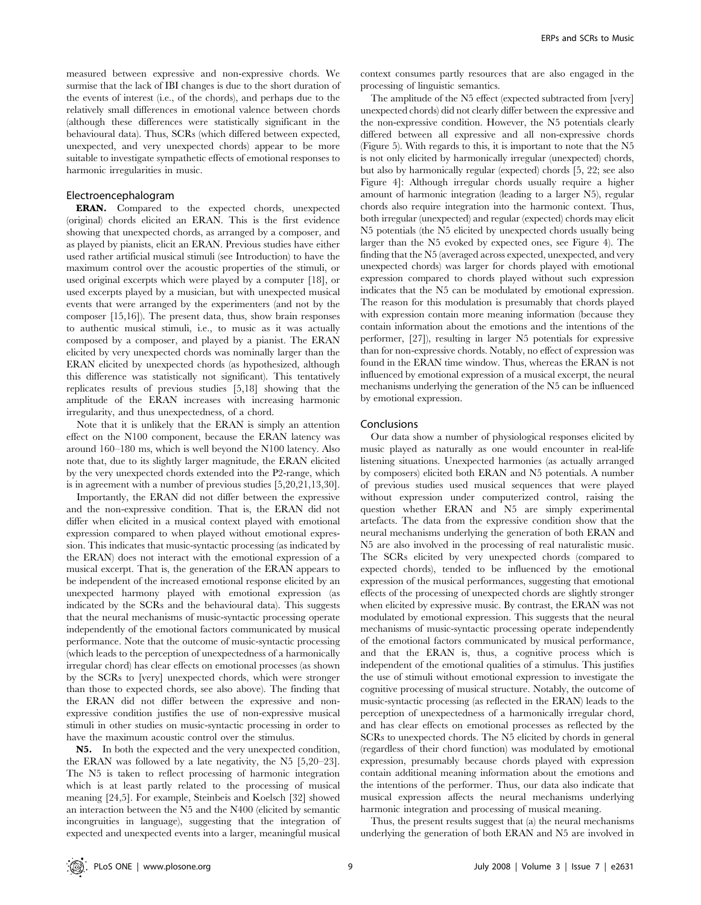measured between expressive and non-expressive chords. We surmise that the lack of IBI changes is due to the short duration of the events of interest (i.e., of the chords), and perhaps due to the relatively small differences in emotional valence between chords (although these differences were statistically significant in the behavioural data). Thus, SCRs (which differed between expected, unexpected, and very unexpected chords) appear to be more suitable to investigate sympathetic effects of emotional responses to harmonic irregularities in music.

## Electroencephalogram

**ERAN.** Compared to the expected chords, unexpected (original) chords elicited an ERAN. This is the first evidence showing that unexpected chords, as arranged by a composer, and as played by pianists, elicit an ERAN. Previous studies have either used rather artificial musical stimuli (see Introduction) to have the maximum control over the acoustic properties of the stimuli, or used original excerpts which were played by a computer [18], or used excerpts played by a musician, but with unexpected musical events that were arranged by the experimenters (and not by the composer [15,16]). The present data, thus, show brain responses to authentic musical stimuli, i.e., to music as it was actually composed by a composer, and played by a pianist. The ERAN elicited by very unexpected chords was nominally larger than the ERAN elicited by unexpected chords (as hypothesized, although this difference was statistically not significant). This tentatively replicates results of previous studies [5,18] showing that the amplitude of the ERAN increases with increasing harmonic irregularity, and thus unexpectedness, of a chord.

Note that it is unlikely that the ERAN is simply an attention effect on the N100 component, because the ERAN latency was around 160–180 ms, which is well beyond the N100 latency. Also note that, due to its slightly larger magnitude, the ERAN elicited by the very unexpected chords extended into the P2-range, which is in agreement with a number of previous studies [5,20,21,13,30].

Importantly, the ERAN did not differ between the expressive and the non-expressive condition. That is, the ERAN did not differ when elicited in a musical context played with emotional expression compared to when played without emotional expression. This indicates that music-syntactic processing (as indicated by the ERAN) does not interact with the emotional expression of a musical excerpt. That is, the generation of the ERAN appears to be independent of the increased emotional response elicited by an unexpected harmony played with emotional expression (as indicated by the SCRs and the behavioural data). This suggests that the neural mechanisms of music-syntactic processing operate independently of the emotional factors communicated by musical performance. Note that the outcome of music-syntactic processing (which leads to the perception of unexpectedness of a harmonically irregular chord) has clear effects on emotional processes (as shown by the SCRs to [very] unexpected chords, which were stronger than those to expected chords, see also above). The finding that the ERAN did not differ between the expressive and non-expressive condition justifies the use of non-expressive musical stimuli in other studies on music-syntactic processing in order to have the maximum acoustic control over the stimulus.

**N5.** In both the expected and the very unexpected condition, the ERAN was followed by a late negativity, the N5 [5,20–23]. The N5 is taken to reflect processing of harmonic integration which is at least partly related to the processing of musical meaning [24,5]. For example, Steinbeis and Koelsch [32] showed an interaction between the N5 and the N400 (elicited by semantic incongruities in language), suggesting that the integration of expected and unexpected events into a larger, meaningful musical context consumes partly resources that are also engaged in the processing of linguistic semantics.

The amplitude of the N5 effect (expected subtracted from [very] unexpected chords) did not clearly differ between the expressive and the non-expressive condition. However, the N5 potentials clearly differed between all expressive and all non-expressive chords (Figure 5). With regards to this, it is important to note that the N5 is not only elicited by harmonically irregular (unexpected) chords, but also by harmonically regular (expected) chords [5, 22; see also Figure 4]: Although irregular chords usually require a higher amount of harmonic integration (leading to a larger N5), regular chords also require integration into the harmonic context. Thus, both irregular (unexpected) and regular (expected) chords may elicit N5 potentials (the N5 elicited by unexpected chords usually being larger than the N5 evoked by expected ones, see Figure 4). The finding that the N5 (averaged across expected, unexpected, and very unexpected chords) was larger for chords played with emotional expression compared to chords played without such expression indicates that the N5 can be modulated by emotional expression. The reason for this modulation is presumably that chords played with expression contain more meaning information (because they contain information about the emotions and the intentions of the performer, [27]), resulting in larger N5 potentials for expressive than for non-expressive chords. Notably, no effect of expression was found in the ERAN time window. Thus, whereas the ERAN is not influenced by emotional expression of a musical excerpt, the neural mechanisms underlying the generation of the N5 can be influenced by emotional expression.

## Conclusions

Our data show a number of physiological responses elicited by music played as naturally as one would encounter in real-life listening situations. Unexpected harmonies (as actually arranged by composers) elicited both ERAN and N5 potentials. A number of previous studies used musical sequences that were played without expression under computerized control, raising the question whether ERAN and N5 are simply experimental artefacts. The data from the expressive condition show that the neural mechanisms underlying the generation of both ERAN and N5 are also involved in the processing of real naturalistic music. The SCRs elicited by very unexpected chords (compared to expected chords), tended to be influenced by the emotional expression of the musical performances, suggesting that emotional effects of the processing of unexpected chords are slightly stronger when elicited by expressive music. By contrast, the ERAN was not modulated by emotional expression. This suggests that the neural mechanisms of music-syntactic processing operate independently of the emotional factors communicated by musical performance, and that the ERAN is, thus, a cognitive process which is independent of the emotional qualities of a stimulus. This justifies the use of stimuli without emotional expression to investigate the cognitive processing of musical structure. Notably, the outcome of music-syntactic processing (as reflected in the ERAN) leads to the perception of unexpectedness of a harmonically irregular chord, and has clear effects on emotional processes as reflected by the SCRs to unexpected chords. The N5 elicited by chords in general (regardless of their chord function) was modulated by emotional expression, presumably because chords played with expression contain additional meaning information about the emotions and the intentions of the performer. Thus, our data also indicate that musical expression affects the neural mechanisms underlying harmonic integration and processing of musical meaning.

Thus, the present results suggest that (a) the neural mechanisms underlying the generation of both ERAN and N5 are involved in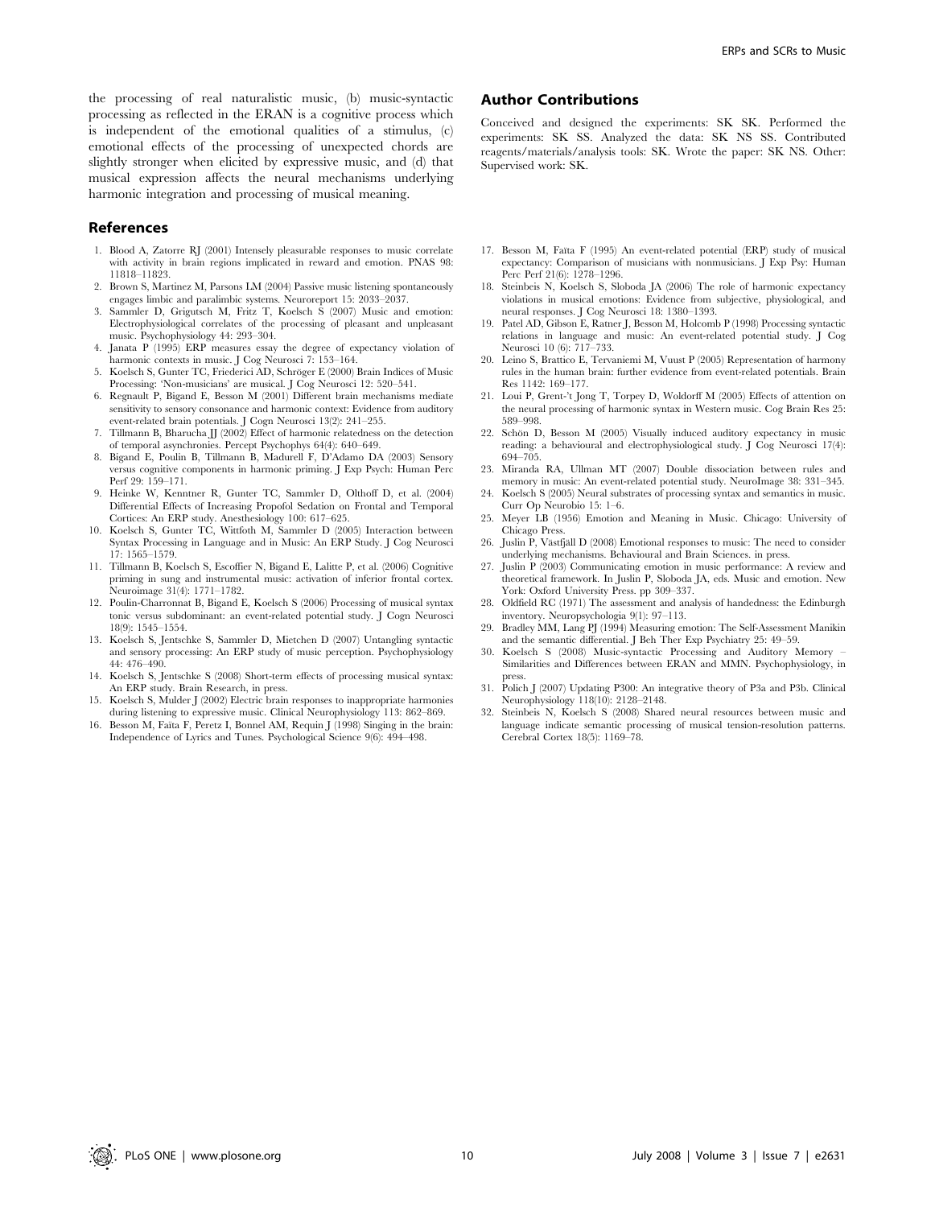the processing of real naturalistic music, (b) music-syntactic processing as reflected in the ERAN is a cognitive process which is independent of the emotional qualities of a stimulus, (c) emotional effects of the processing of unexpected chords are slightly stronger when elicited by expressive music, and (d) that musical expression affects the neural mechanisms underlying harmonic integration and processing of musical meaning.

## Author Contributions

Conceived and designed the experiments: SK SK. Performed the experiments: SK SS. Analyzed the data: SK NS SS. Contributed reagents/materials/analysis tools: SK. Wrote the paper: SK NS. Other: Supervised work: SK.

## References

1. Blood A, Zatorre RJ (2001) Intensely pleasurable responses to music correlate with activity in brain regions implicated in reward and emotion. PNAS 98: 11818–11823.
2. Brown S, Martinez M, Parsons LM (2004) Passive music listening spontaneously engages limbic and paralimbic systems. Neuroreport 15: 2033–2037.
3. Sammler D, Grigutsch M, Fritz T, Koelsch S (2007) Music and emotion: Electrophysiological correlates of the processing of pleasant and unpleasant music. Psychophysiology 44: 293–304.
4. Janata P (1995) ERP measures essay the degree of expectancy violation of harmonic contexts in music. J Cog Neurosci 7: 153–164.
5. Koelsch S, Gunter TC, Friederici AD, Schröger E (2000) Brain Indices of Music Processing: 'Non-musicians' are musical. J Cog Neurosci 12: 520–541.
6. Regnault P, Bigand E, Besson M (2001) Different brain mechanisms mediate sensitivity to sensory consonance and harmonic context: Evidence from auditory event-related brain potentials. J Cogn Neurosci 13(2): 241–255.
7. Tillmann B, Bharucha JJ (2002) Effect of harmonic relatedness on the detection of temporal asynchronies. Percept Psychophys 64(4): 640–649.
8. Bigand E, Poulin B, Tillmann B, Madurell F, D'Adamo DA (2003) Sensory versus cognitive components in harmonic priming. J Exp Psych: Human Perc Perf 29: 159–171.
9. Heinke W, Kenntner R, Gunter TC, Sammler D, Olthoff D, et al. (2004) Differential Effects of Increasing Propofol Sedation on Frontal and Temporal Cortices: An ERP study. Anesthesiology 100: 617–625.
10. Koelsch S, Gunter TC, Wittfoth M, Sammler D (2005) Interaction between Syntax Processing in Language and in Music: An ERP Study. J Cog Neurosci 17: 1565–1579.
11. Tillmann B, Koelsch S, Escoffier N, Bigand E, Lalitte P, et al. (2006) Cognitive priming in sung and instrumental music: activation of inferior frontal cortex. Neuroimage 31(4): 1771–1782.
12. Poulin-Charronnat B, Bigand E, Koelsch S (2006) Processing of musical syntax tonic versus subdominant: an event-related potential study. J Cogn Neurosci 18(9): 1545–1554.
13. Koelsch S, Jentschke S, Sammler D, Mietchen D (2007) Untangling syntactic and sensory processing: An ERP study of music perception. Psychophysiology 44: 476–490.
14. Koelsch S, Jentschke S (2008) Short-term effects of processing musical syntax: An ERP study. Brain Research, in press.
15. Koelsch S, Mulder J (2002) Electric brain responses to inappropriate harmonies during listening to expressive music. Clinical Neurophysiology 113: 862–869.
16. Besson M, Faïta F, Peretz I, Bonnel AM, Requin J (1998) Singing in the brain: Independence of Lyrics and Tunes. Psychological Science 9(6): 494–498.
17. Besson M, Faïta F (1995) An event-related potential (ERP) study of musical expectancy: Comparison of musicians with nonmusicians. J Exp Psy: Human Perc Perf 21(6): 1278–1296.
18. Steinbeis N, Koelsch S, Sloboda JA (2006) The role of harmonic expectancy violations in musical emotions: Evidence from subjective, physiological, and neural responses. J Cog Neurosci 18: 1380–1393.
19. Patel AD, Gibson E, Ratner J, Besson M, Holcomb P (1998) Processing syntactic relations in language and music: An event-related potential study. J Cog Neurosci 10 (6): 717–733.
20. Leino S, Brattico E, Tervaniemi M, Vuust P (2005) Representation of harmony rules in the human brain: further evidence from event-related potentials. Brain Res 1142: 169–177.
21. Loui P, Grent-'t Jong T, Torpey D, Woldorff M (2005) Effects of attention on the neural processing of harmonic syntax in Western music. Cog Brain Res 25: 589–998.
22. Schön D, Besson M (2005) Visually induced auditory expectancy in music reading: a behavioural and electrophysiological study. J Cog Neurosci 17(4): 694–705.
23. Miranda RA, Ullman MT (2007) Double dissociation between rules and memory in music: An event-related potential study. NeuroImage 38: 331–345.
24. Koelsch S (2005) Neural substrates of processing syntax and semantics in music. Curr Op Neurobio 15: 1–6.
25. Meyer LB (1956) Emotion and Meaning in Music. Chicago: University of Chicago Press.
26. Juslin P, Västfjäll D (2008) Emotional responses to music: The need to consider underlying mechanisms. Behavioural and Brain Sciences. in press.
27. Juslin P (2003) Communicating emotion in music performance: A review and theoretical framework. In Juslin P, Sloboda JA, eds. Music and emotion. New York: Oxford University Press. pp 309–337.
28. Oldfield RC (1971) The assessment and analysis of handedness: the Edinburgh inventory. Neuropsychologia 9(1): 97–113.
29. Bradley MM, Lang PJ (1994) Measuring emotion: The Self-Assessment Manikin and the semantic differential. J Beh Ther Exp Psychiatry 25: 49–59.
30. Koelsch S (2008) Music-syntactic Processing and Auditory Memory – Similarities and Differences between ERAN and MMN. Psychophysiology, in press.
31. Polich J (2007) Updating P300: An integrative theory of P3a and P3b. Clinical Neurophysiology 118(10): 2128–2148.
32. Steinbeis N, Koelsch S (2008) Shared neural resources between music and language indicate semantic processing of musical tension-resolution patterns. Cerebral Cortex 18(5): 1169–78.